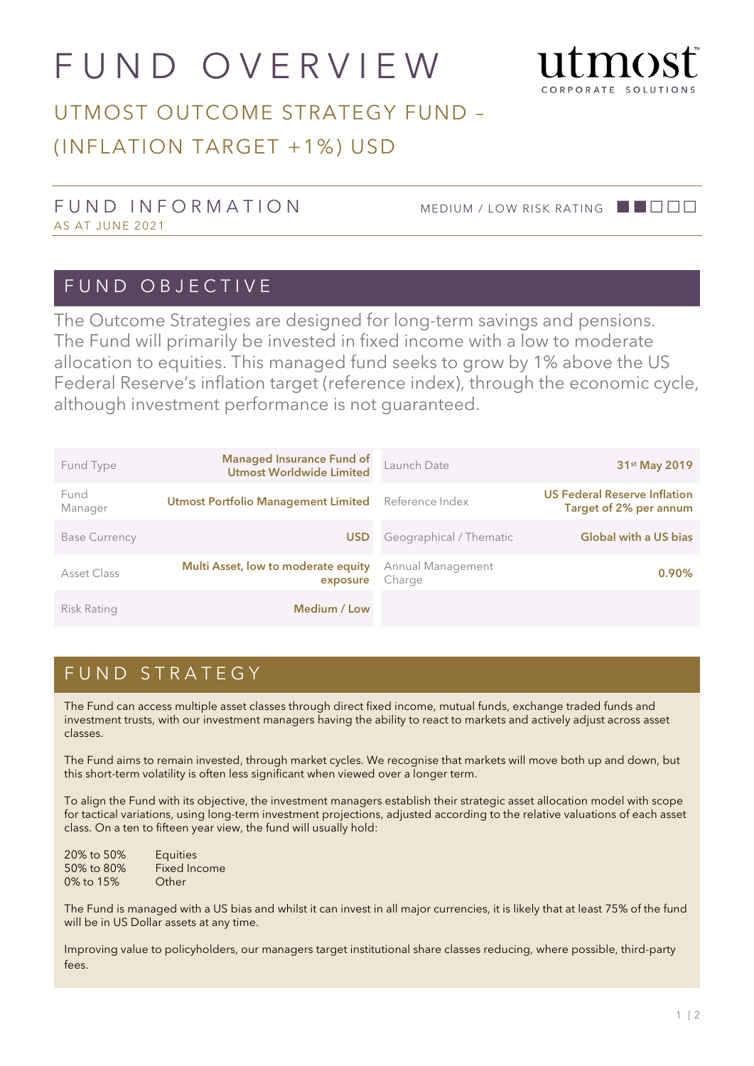# FUND OVERVIEW

utmost CORPORATE SOLUTIONS

## UTMOST OUTCOME STRATEGY FUND – (INFLATION TARGET +1%) USD

### FUND INFORMATION

AS AT JUNE 2021

MEDIUM / LOW RISK RATING

## FUND OBJECTIVE

The Outcome Strategies are designed for long-term savings and pensions. The Fund will primarily be invested in fixed income with a low to moderate allocation to equities. This managed fund seeks to grow by 1% above the US Federal Reserve's inflation target (reference index), through the economic cycle, although investment performance is not guaranteed.

| | | | |
|---|---|---|---|
| Fund Type | **Managed Insurance Fund of Utmost Worldwide Limited** | Launch Date | **31st May 2019** |
| Fund Manager | **Utmost Portfolio Management Limited** | Reference Index | **US Federal Reserve Inflation Target of 2% per annum** |
| Base Currency | **USD** | Geographical / Thematic | **Global with a US bias** |
| Asset Class | **Multi Asset, low to moderate equity exposure** | Annual Management Charge | **0.90%** |
| Risk Rating | **Medium / Low** | | |

## FUND STRATEGY

The Fund can access multiple asset classes through direct fixed income, mutual funds, exchange traded funds and investment trusts, with our investment managers having the ability to react to markets and actively adjust across asset classes.

The Fund aims to remain invested, through market cycles. We recognise that markets will move both up and down, but this short-term volatility is often less significant when viewed over a longer term.

To align the Fund with its objective, the investment managers establish their strategic asset allocation model with scope for tactical variations, using long-term investment projections, adjusted according to the relative valuations of each asset class. On a ten to fifteen year view, the fund will usually hold:

| | |
|---|---|
| 20% to 50% | Equities |
| 50% to 80% | Fixed Income |
| 0% to 15% | Other |

The Fund is managed with a US bias and whilst it can invest in all major currencies, it is likely that at least 75% of the fund will be in US Dollar assets at any time.

Improving value to policyholders, our managers target institutional share classes reducing, where possible, third-party fees.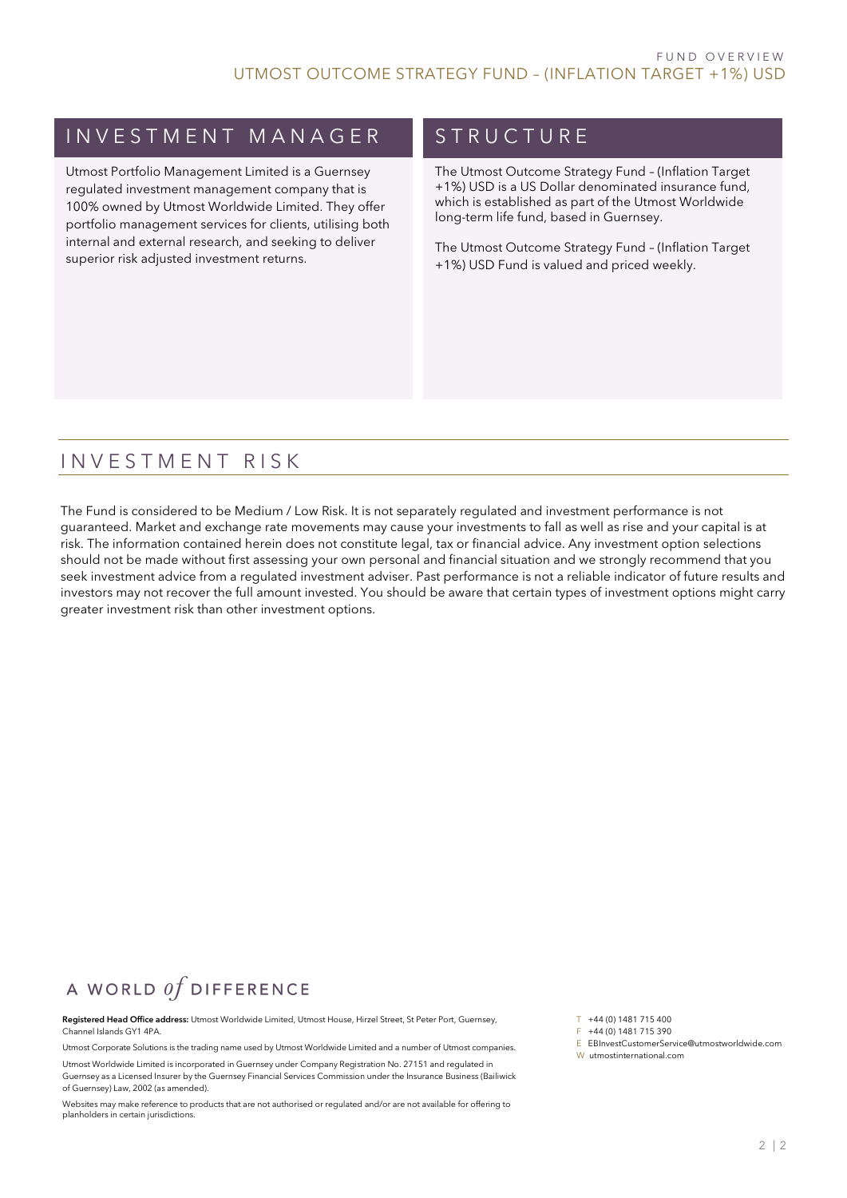## INVESTMENT MANAGER

Utmost Portfolio Management Limited is a Guernsey regulated investment management company that is 100% owned by Utmost Worldwide Limited. They offer portfolio management services for clients, utilising both internal and external research, and seeking to deliver superior risk adjusted investment returns.

## STRUCTURE

The Utmost Outcome Strategy Fund – (Inflation Target +1%) USD is a US Dollar denominated insurance fund, which is established as part of the Utmost Worldwide long-term life fund, based in Guernsey.

The Utmost Outcome Strategy Fund – (Inflation Target +1%) USD Fund is valued and priced weekly.

## INVESTMENT RISK

The Fund is considered to be Medium / Low Risk. It is not separately regulated and investment performance is not guaranteed. Market and exchange rate movements may cause your investments to fall as well as rise and your capital is at risk. The information contained herein does not constitute legal, tax or financial advice. Any investment option selections should not be made without first assessing your own personal and financial situation and we strongly recommend that you seek investment advice from a regulated investment adviser. Past performance is not a reliable indicator of future results and investors may not recover the full amount invested. You should be aware that certain types of investment options might carry greater investment risk than other investment options.

A WORLD *of* DIFFERENCE

**Registered Head Office address:** Utmost Worldwide Limited, Utmost House, Hirzel Street, St Peter Port, Guernsey, Channel Islands GY1 4PA.

Utmost Corporate Solutions is the trading name used by Utmost Worldwide Limited and a number of Utmost companies.

Utmost Worldwide Limited is incorporated in Guernsey under Company Registration No. 27151 and regulated in Guernsey as a Licensed Insurer by the Guernsey Financial Services Commission under the Insurance Business (Bailiwick of Guernsey) Law, 2002 (as amended).

Websites may make reference to products that are not authorised or regulated and/or are not available for offering to planholders in certain jurisdictions.

T +44 (0) 1481 715 400
F +44 (0) 1481 715 390
E EBInvestCustomerService@utmostworldwide.com
W utmostinternational.com